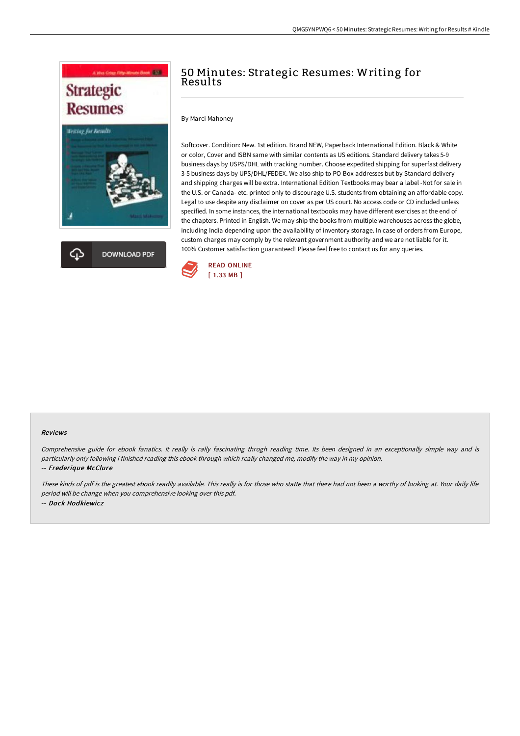# 50 Minutes: Strategic Resumes: Writing for Results

By Marci Mahoney

Softcover. Condition: New. 1st edition. Brand NEW, Paperback International Edition. Black & White or color, Cover and ISBN same with similar contents as US editions. Standard delivery takes 5-9 business days by USPS/DHL with tracking number. Choose expedited shipping for superfast delivery 3-5 business days by UPS/DHL/FEDEX. We also ship to PO Box addresses but by Standard delivery and shipping charges will be extra. International Edition Textbooks may bear a label -Not for sale in the U.S. or Canada- etc. printed only to discourage U.S. students from obtaining an affordable copy. Legal to use despite any disclaimer on cover as per US court. No access code or CD included unless specified. In some instances, the international textbooks may have different exercises at the end of the chapters. Printed in English. We may ship the books from multiple warehouses across the globe, including India depending upon the availability of inventory storage. In case of orders from Europe, custom charges may comply by the relevant government authority and we are not liable for it. 100% Customer satisfaction guaranteed! Please feel free to contact us for any queries.

DOWNLOAD PDF

READ ONLINE
[ 1.33 MB ]

### Reviews

*Comprehensive guide for ebook fanatics. It really is rally fascinating throgh reading time. Its been designed in an exceptionally simple way and is particularly only following i finished reading this ebook through which really changed me, modify the way in my opinion.*

*-- **Frederique McClure***

*These kinds of pdf is the greatest ebook readily available. This really is for those who statte that there had not been a worthy of looking at. Your daily life period will be change when you comprehensive looking over this pdf.*

*-- **Dock Hodkiewicz***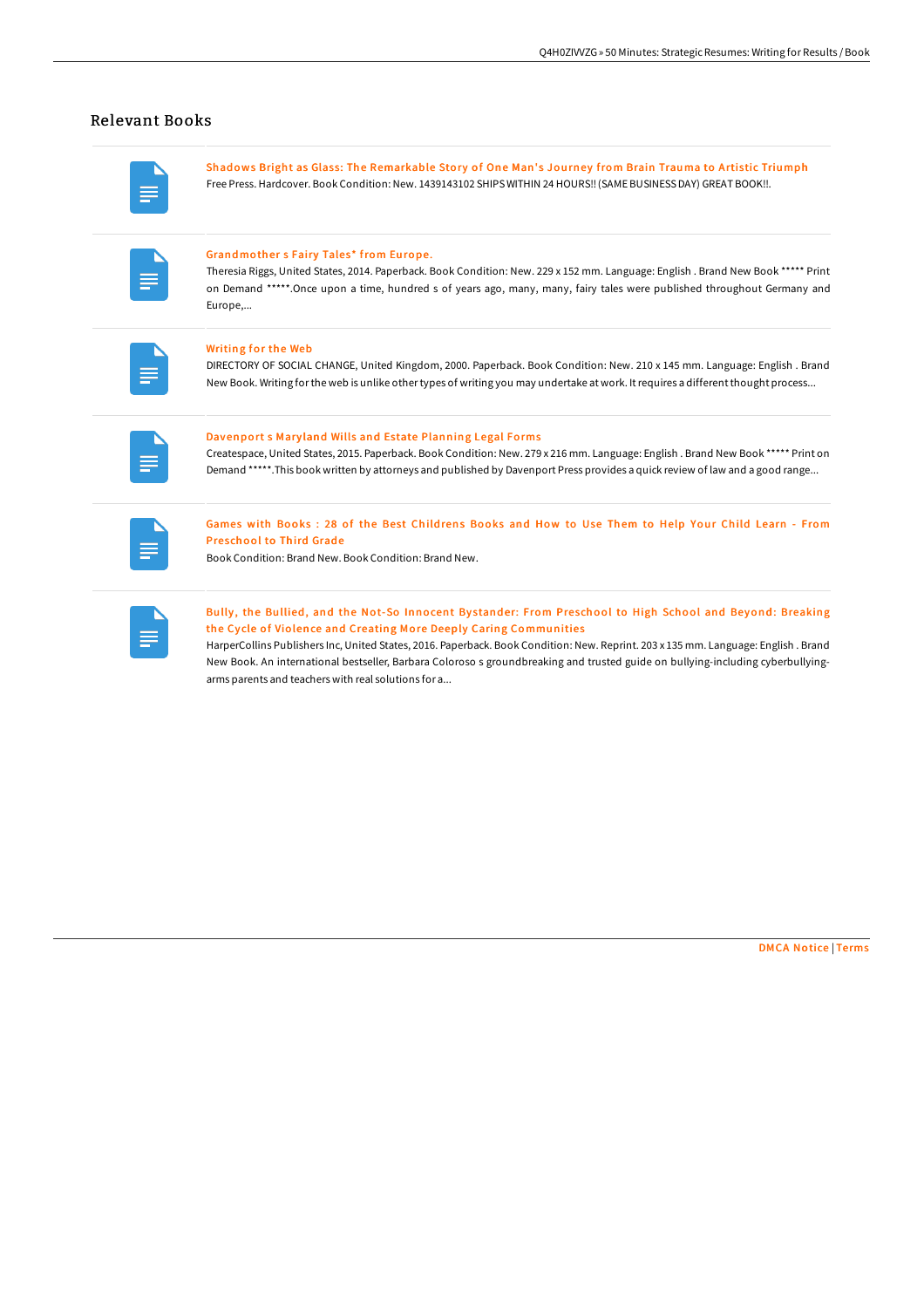## Relevant Books

**Shadows Bright as Glass: The Remarkable Story of One Man's Journey from Brain Trauma to Artistic Triumph**

Free Press. Hardcover. Book Condition: New. 1439143102 SHIPS WITHIN 24 HOURS!! (SAME BUSINESS DAY) GREAT BOOK!!.

**Grandmother s Fairy Tales* from Europe.**

Theresia Riggs, United States, 2014. Paperback. Book Condition: New. 229 x 152 mm. Language: English . Brand New Book ***** Print on Demand *****.Once upon a time, hundred s of years ago, many, many, fairy tales were published throughout Germany and Europe,...

**Writing for the Web**

DIRECTORY OF SOCIAL CHANGE, United Kingdom, 2000. Paperback. Book Condition: New. 210 x 145 mm. Language: English . Brand New Book. Writing for the web is unlike other types of writing you may undertake at work. It requires a different thought process...

**Davenport s Maryland Wills and Estate Planning Legal Forms**

Createspace, United States, 2015. Paperback. Book Condition: New. 279 x 216 mm. Language: English . Brand New Book ***** Print on Demand *****.This book written by attorneys and published by Davenport Press provides a quick review of law and a good range...

**Games with Books : 28 of the Best Childrens Books and How to Use Them to Help Your Child Learn - From Preschool to Third Grade**

Book Condition: Brand New. Book Condition: Brand New.

**Bully, the Bullied, and the Not-So Innocent Bystander: From Preschool to High School and Beyond: Breaking the Cycle of Violence and Creating More Deeply Caring Communities**

HarperCollins Publishers Inc, United States, 2016. Paperback. Book Condition: New. Reprint. 203 x 135 mm. Language: English . Brand New Book. An international bestseller, Barbara Coloroso s groundbreaking and trusted guide on bullying-including cyberbullying-arms parents and teachers with real solutions for a...

DMCA Notice | Terms